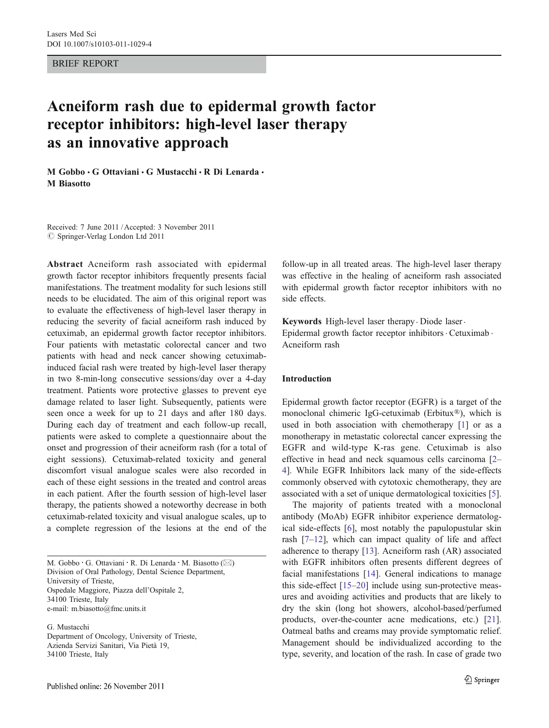BRIEF REPORT

# Acneiform rash due to epidermal growth factor receptor inhibitors: high-level laser therapy as an innovative approach

**M Gobbo · G Ottaviani · G Mustacchi · R Di Lenarda · M Biasotto**

Received: 7 June 2011 / Accepted: 3 November 2011
© Springer-Verlag London Ltd 2011

**Abstract** Acneiform rash associated with epidermal growth factor receptor inhibitors frequently presents facial manifestations. The treatment modality for such lesions still needs to be elucidated. The aim of this original report was to evaluate the effectiveness of high-level laser therapy in reducing the severity of facial acneiform rash induced by cetuximab, an epidermal growth factor receptor inhibitors. Four patients with metastatic colorectal cancer and two patients with head and neck cancer showing cetuximab-induced facial rash were treated by high-level laser therapy in two 8-min-long consecutive sessions/day over a 4-day treatment. Patients wore protective glasses to prevent eye damage related to laser light. Subsequently, patients were seen once a week for up to 21 days and after 180 days. During each day of treatment and each follow-up recall, patients were asked to complete a questionnaire about the onset and progression of their acneiform rash (for a total of eight sessions). Cetuximab-related toxicity and general discomfort visual analogue scales were also recorded in each of these eight sessions in the treated and control areas in each patient. After the fourth session of high-level laser therapy, the patients showed a noteworthy decrease in both cetuximab-related toxicity and visual analogue scales, up to a complete regression of the lesions at the end of the follow-up in all treated areas. The high-level laser therapy was effective in the healing of acneiform rash associated with epidermal growth factor receptor inhibitors with no side effects.

**Keywords** High-level laser therapy · Diode laser · Epidermal growth factor receptor inhibitors · Cetuximab · Acneiform rash

M. Gobbo · G. Ottaviani · R. Di Lenarda · M. Biasotto (✉)
Division of Oral Pathology, Dental Science Department, University of Trieste,
Ospedale Maggiore, Piazza dell'Ospitale 2,
34100 Trieste, Italy
e-mail: m.biasotto@fmc.units.it

G. Mustacchi
Department of Oncology, University of Trieste,
Azienda Servizi Sanitari, Via Pietà 19,
34100 Trieste, Italy

## Introduction

Epidermal growth factor receptor (EGFR) is a target of the monoclonal chimeric IgG-cetuximab (Erbitux®), which is used in both association with chemotherapy [1] or as a monotherapy in metastatic colorectal cancer expressing the EGFR and wild-type K-ras gene. Cetuximab is also effective in head and neck squamous cells carcinoma [2–4]. While EGFR Inhibitors lack many of the side-effects commonly observed with cytotoxic chemotherapy, they are associated with a set of unique dermatological toxicities [5].

The majority of patients treated with a monoclonal antibody (MoAb) EGFR inhibitor experience dermatological side-effects [6], most notably the papulopustular skin rash [7–12], which can impact quality of life and affect adherence to therapy [13]. Acneiform rash (AR) associated with EGFR inhibitors often presents different degrees of facial manifestations [14]. General indications to manage this side-effect [15–20] include using sun-protective measures and avoiding activities and products that are likely to dry the skin (long hot showers, alcohol-based/perfumed products, over-the-counter acne medications, etc.) [21]. Oatmeal baths and creams may provide symptomatic relief. Management should be individualized according to the type, severity, and location of the rash. In case of grade two

Published online: 26 November 2011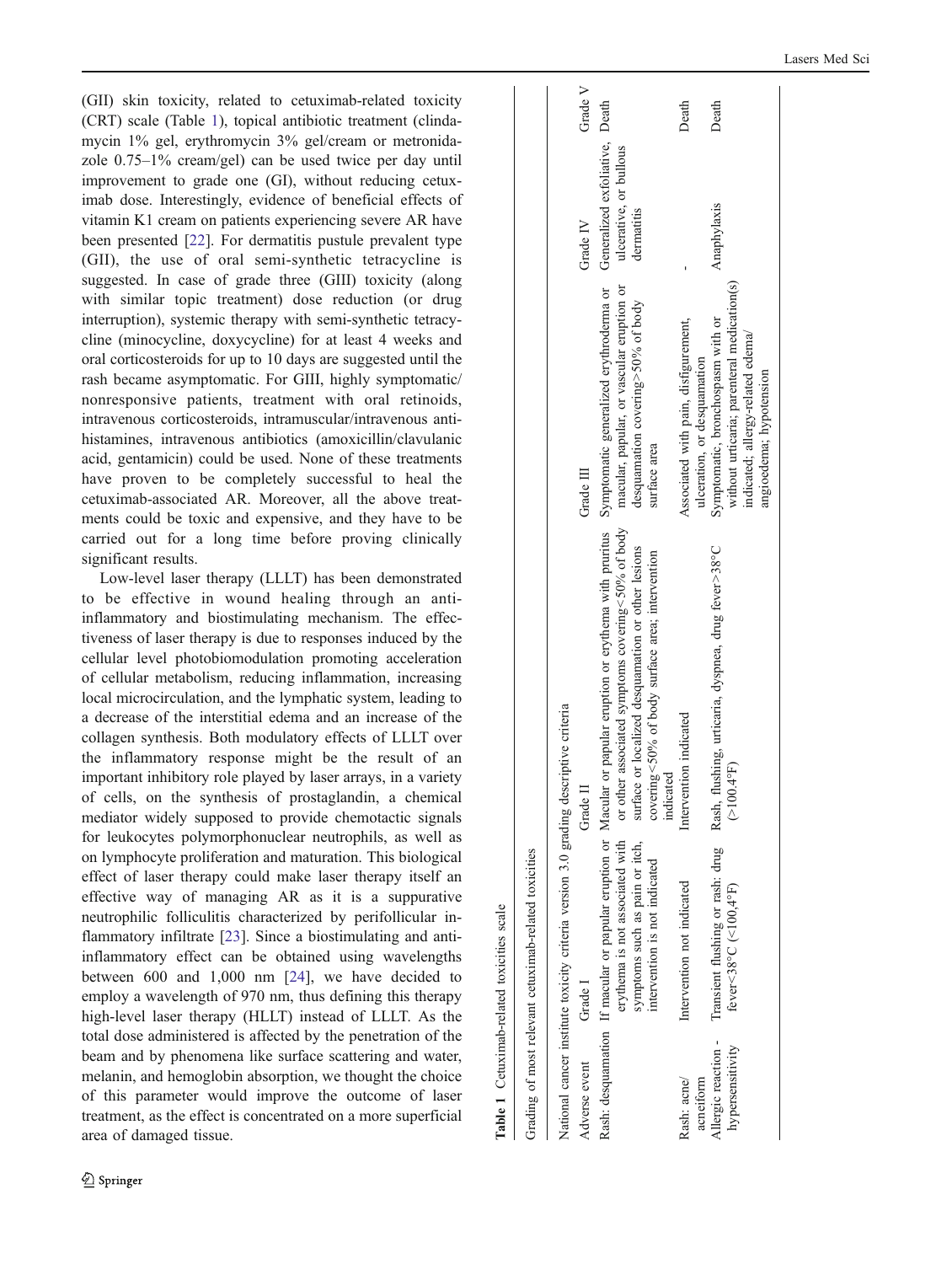(GII) skin toxicity, related to cetuximab-related toxicity (CRT) scale (Table 1), topical antibiotic treatment (clindamycin 1% gel, erythromycin 3% gel/cream or metronidazole 0.75–1% cream/gel) can be used twice per day until improvement to grade one (GI), without reducing cetuximab dose. Interestingly, evidence of beneficial effects of vitamin K1 cream on patients experiencing severe AR have been presented [22]. For dermatitis pustule prevalent type (GII), the use of oral semi-synthetic tetracycline is suggested. In case of grade three (GIII) toxicity (along with similar topic treatment) dose reduction (or drug interruption), systemic therapy with semi-synthetic tetracycline (minocycline, doxycycline) for at least 4 weeks and oral corticosteroids for up to 10 days are suggested until the rash became asymptomatic. For GIII, highly symptomatic/nonresponsive patients, treatment with oral retinoids, intravenous corticosteroids, intramuscular/intravenous antihistamines, intravenous antibiotics (amoxicillin/clavulanic acid, gentamicin) could be used. None of these treatments have proven to be completely successful to heal the cetuximab-associated AR. Moreover, all the above treatments could be toxic and expensive, and they have to be carried out for a long time before proving clinically significant results.

Low-level laser therapy (LLLT) has been demonstrated to be effective in wound healing through an anti-inflammatory and biostimulating mechanism. The effectiveness of laser therapy is due to responses induced by the cellular level photobiomodulation promoting acceleration of cellular metabolism, reducing inflammation, increasing local microcirculation, and the lymphatic system, leading to a decrease of the interstitial edema and an increase of the collagen synthesis. Both modulatory effects of LLLT over the inflammatory response might be the result of an important inhibitory role played by laser arrays, in a variety of cells, on the synthesis of prostaglandin, a chemical mediator widely supposed to provide chemotactic signals for leukocytes polymorphonuclear neutrophils, as well as on lymphocyte proliferation and maturation. This biological effect of laser therapy could make laser therapy itself an effective way of managing AR as it is a suppurative neutrophilic folliculitis characterized by perifollicular inflammatory infiltrate [23]. Since a biostimulating and anti-inflammatory effect can be obtained using wavelengths between 600 and 1,000 nm [24], we have decided to employ a wavelength of 970 nm, thus defining this therapy high-level laser therapy (HLLT) instead of LLLT. As the total dose administered is affected by the penetration of the beam and by phenomena like surface scattering and water, melanin, and hemoglobin absorption, we thought the choice of this parameter would improve the outcome of laser treatment, as the effect is concentrated on a more superficial area of damaged tissue.

**Table 1** Cetuximab-related toxicities scale

Grading of most relevant cetuximab-related toxicities

National cancer institute toxicity criteria version 3.0 grading descriptive criteria

| Adverse event | Grade I | Grade II | Grade III | Grade IV | Grade V |
|---|---|---|---|---|---|
| Rash: desquamation | If macular or papular eruption or erythema is not associated with symptoms such as pain or itch, intervention is not indicated | Macular or papular eruption or erythema with pruritus or other associated symptoms covering<50% of body surface or localized desquamation or other lesions covering<50% of body surface area; intervention indicated | Symptomatic generalized erythroderma or macular, papular, or vascular eruption or desquamation covering>50% of body surface area | Generalized exfoliative, ulcerative, or bullous dermatitis | Death |
| Rash: acne/acneiform | Intervention not indicated | Intervention indicated | Associated with pain, disfigurement, ulceration, or desquamation | - | Death |
| Allergic reaction - hypersensitivity | Transient flushing or rash: drug fever<38°C (<100,4°F) | Rash, flushing, urticaria, dyspnea, drug fever>38°C (>100.4°F) | Symptomatic, bronchospasm with or without urticaria; parenteral medication(s) indicated; allergy-related edema/angioedema; hypotension | Anaphylaxis | Death |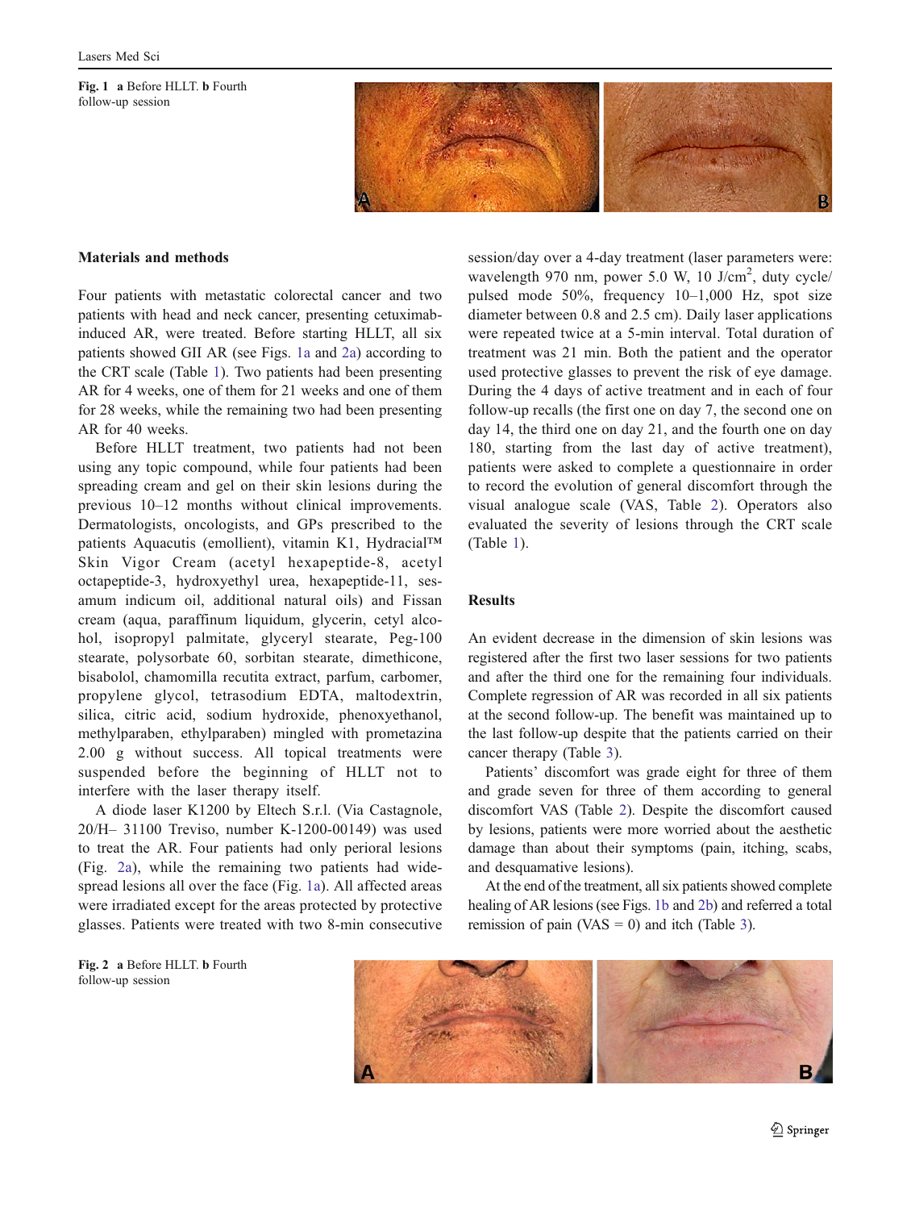Fig. 1 **a** Before HLLT. **b** Fourth follow-up session

## Materials and methods

Four patients with metastatic colorectal cancer and two patients with head and neck cancer, presenting cetuximab-induced AR, were treated. Before starting HLLT, all six patients showed GII AR (see Figs. 1a and 2a) according to the CRT scale (Table 1). Two patients had been presenting AR for 4 weeks, one of them for 21 weeks and one of them for 28 weeks, while the remaining two had been presenting AR for 40 weeks.

Before HLLT treatment, two patients had not been using any topic compound, while four patients had been spreading cream and gel on their skin lesions during the previous 10–12 months without clinical improvements. Dermatologists, oncologists, and GPs prescribed to the patients Aquacutis (emollient), vitamin K1, Hydracial™ Skin Vigor Cream (acetyl hexapeptide-8, acetyl octapeptide-3, hydroxyethyl urea, hexapeptide-11, sesamum indicum oil, additional natural oils) and Fissan cream (aqua, paraffinum liquidum, glycerin, cetyl alcohol, isopropyl palmitate, glyceryl stearate, Peg-100 stearate, polysorbate 60, sorbitan stearate, dimethicone, bisabolol, chamomilla recutita extract, parfum, carbomer, propylene glycol, tetrasodium EDTA, maltodextrin, silica, citric acid, sodium hydroxide, phenoxyethanol, methylparaben, ethylparaben) mingled with prometazina 2.00 g without success. All topical treatments were suspended before the beginning of HLLT not to interfere with the laser therapy itself.

A diode laser K1200 by Eltech S.r.l. (Via Castagnole, 20/H– 31100 Treviso, number K-1200-00149) was used to treat the AR. Four patients had only perioral lesions (Fig. 2a), while the remaining two patients had widespread lesions all over the face (Fig. 1a). All affected areas were irradiated except for the areas protected by protective glasses. Patients were treated with two 8-min consecutive session/day over a 4-day treatment (laser parameters were: wavelength 970 nm, power 5.0 W, 10 J/cm$^2$, duty cycle/pulsed mode 50%, frequency 10–1,000 Hz, spot size diameter between 0.8 and 2.5 cm). Daily laser applications were repeated twice at a 5-min interval. Total duration of treatment was 21 min. Both the patient and the operator used protective glasses to prevent the risk of eye damage. During the 4 days of active treatment and in each of four follow-up recalls (the first one on day 7, the second one on day 14, the third one on day 21, and the fourth one on day 180, starting from the last day of active treatment), patients were asked to complete a questionnaire in order to record the evolution of general discomfort through the visual analogue scale (VAS, Table 2). Operators also evaluated the severity of lesions through the CRT scale (Table 1).

## Results

An evident decrease in the dimension of skin lesions was registered after the first two laser sessions for two patients and after the third one for the remaining four individuals. Complete regression of AR was recorded in all six patients at the second follow-up. The benefit was maintained up to the last follow-up despite that the patients carried on their cancer therapy (Table 3).

Patients' discomfort was grade eight for three of them and grade seven for three of them according to general discomfort VAS (Table 2). Despite the discomfort caused by lesions, patients were more worried about the aesthetic damage than about their symptoms (pain, itching, scabs, and desquamative lesions).

At the end of the treatment, all six patients showed complete healing of AR lesions (see Figs. 1b and 2b) and referred a total remission of pain (VAS = 0) and itch (Table 3).

Fig. 2 **a** Before HLLT. **b** Fourth follow-up session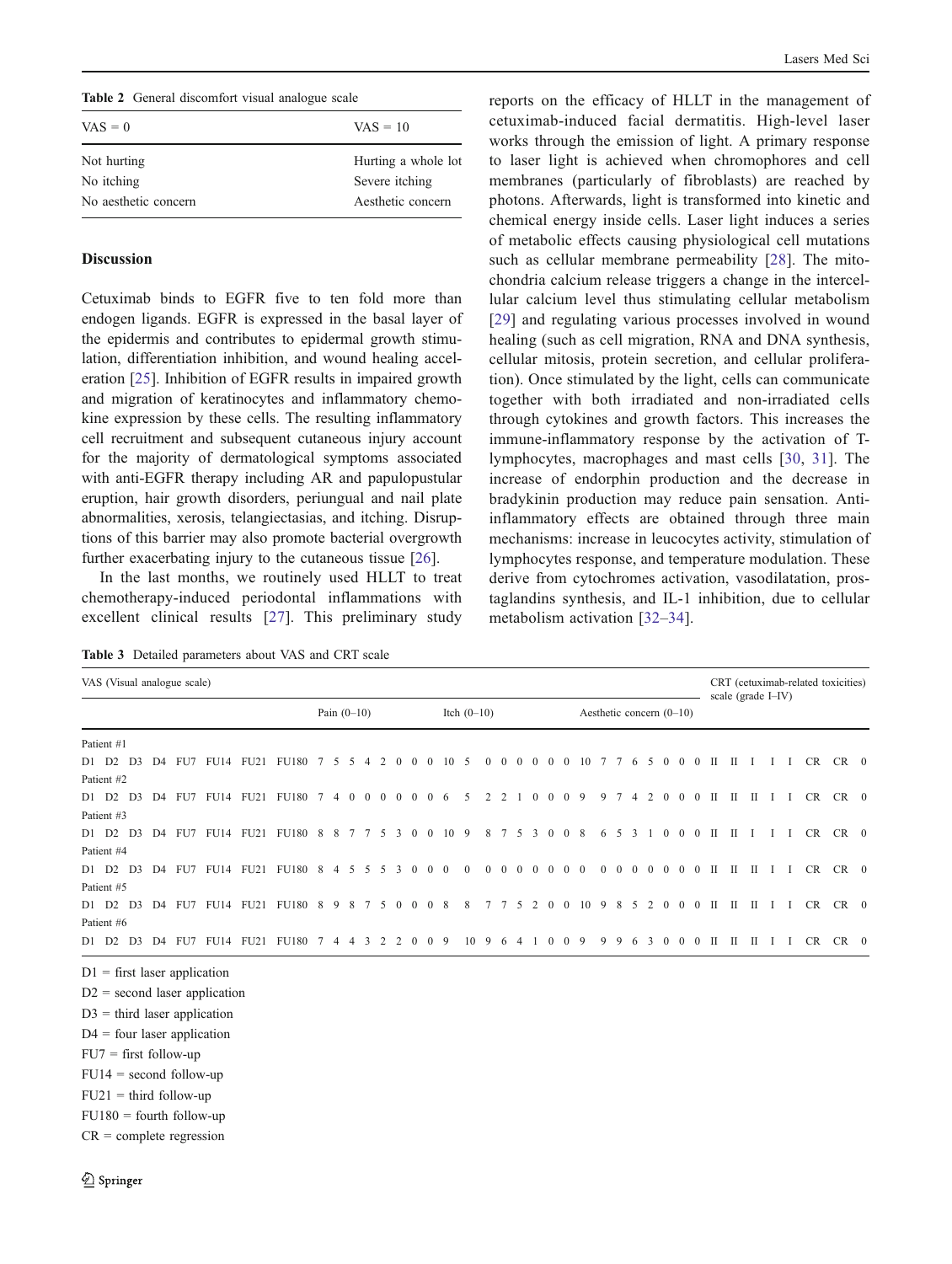**Table 2** General discomfort visual analogue scale

| VAS = 0 | VAS = 10 |
|---|---|
| Not hurting | Hurting a whole lot |
| No itching | Severe itching |
| No aesthetic concern | Aesthetic concern |

## Discussion

Cetuximab binds to EGFR five to ten fold more than endogen ligands. EGFR is expressed in the basal layer of the epidermis and contributes to epidermal growth stimulation, differentiation inhibition, and wound healing acceleration [25]. Inhibition of EGFR results in impaired growth and migration of keratinocytes and inflammatory chemokine expression by these cells. The resulting inflammatory cell recruitment and subsequent cutaneous injury account for the majority of dermatological symptoms associated with anti-EGFR therapy including AR and papulopustular eruption, hair growth disorders, periungual and nail plate abnormalities, xerosis, telangiectasias, and itching. Disruptions of this barrier may also promote bacterial overgrowth further exacerbating injury to the cutaneous tissue [26].

In the last months, we routinely used HLLT to treat chemotherapy-induced periodontal inflammations with excellent clinical results [27]. This preliminary study reports on the efficacy of HLLT in the management of cetuximab-induced facial dermatitis. High-level laser works through the emission of light. A primary response to laser light is achieved when chromophores and cell membranes (particularly of fibroblasts) are reached by photons. Afterwards, light is transformed into kinetic and chemical energy inside cells. Laser light induces a series of metabolic effects causing physiological cell mutations such as cellular membrane permeability [28]. The mitochondria calcium release triggers a change in the intercellular calcium level thus stimulating cellular metabolism [29] and regulating various processes involved in wound healing (such as cell migration, RNA and DNA synthesis, cellular mitosis, protein secretion, and cellular proliferation). Once stimulated by the light, cells can communicate together with both irradiated and non-irradiated cells through cytokines and growth factors. This increases the immune-inflammatory response by the activation of T-lymphocytes, macrophages and mast cells [30, 31]. The increase of endorphin production and the decrease in bradykinin production may reduce pain sensation. Anti-inflammatory effects are obtained through three main mechanisms: increase in leucocytes activity, stimulation of lymphocytes response, and temperature modulation. These derive from cytochromes activation, vasodilatation, prostaglandins synthesis, and IL-1 inhibition, due to cellular metabolism activation [32–34].

**Table 3** Detailed parameters about VAS and CRT scale

| Patient | Time | VAS Pain (0–10) | VAS Itch (0–10) | VAS Aesthetic concern (0–10) | CRT (cetuximab-related toxicities) scale (grade I–IV) |
|---|---|---|---|---|---|
| Patient #1 | D1 | 7 | 10 | 10 | II |
| | D2 | 5 | 5 | 7 | II |
| | D3 | 5 | 0 | 7 | I |
| | D4 | 4 | 0 | 6 | I |
| | FU7 | 2 | 0 | 5 | I |
| | FU14 | 0 | 0 | 0 | CR |
| | FU21 | 0 | 0 | 0 | CR |
| | FU180 | 0 | 0 | 0 | 0 |
| Patient #2 | D1 | 7 | 6 | 9 | II |
| | D2 | 4 | 5 | 9 | II |
| | D3 | 0 | 2 | 7 | II |
| | D4 | 0 | 2 | 4 | I |
| | FU7 | 0 | 1 | 2 | I |
| | FU14 | 0 | 0 | 0 | CR |
| | FU21 | 0 | 0 | 0 | CR |
| | FU180 | 0 | 0 | 0 | 0 |
| Patient #3 | D1 | 8 | 10 | 8 | II |
| | D2 | 8 | 9 | 6 | II |
| | D3 | 7 | 8 | 5 | I |
| | D4 | 7 | 7 | 3 | I |
| | FU7 | 5 | 5 | 1 | I |
| | FU14 | 3 | 3 | 0 | CR |
| | FU21 | 0 | 0 | 0 | CR |
| | FU180 | 0 | 0 | 0 | 0 |
| Patient #4 | D1 | 8 | 0 | 0 | II |
| | D2 | 4 | 0 | 0 | II |
| | D3 | 5 | 0 | 0 | II |
| | D4 | 5 | 0 | 0 | I |
| | FU7 | 5 | 0 | 0 | I |
| | FU14 | 3 | 0 | 0 | CR |
| | FU21 | 0 | 0 | 0 | CR |
| | FU180 | 0 | 0 | 0 | 0 |
| Patient #5 | D1 | 8 | 8 | 10 | II |
| | D2 | 9 | 8 | 9 | II |
| | D3 | 8 | 7 | 8 | II |
| | D4 | 7 | 7 | 5 | I |
| | FU7 | 5 | 5 | 2 | I |
| | FU14 | 0 | 2 | 0 | CR |
| | FU21 | 0 | 0 | 0 | CR |
| | FU180 | 0 | 0 | 0 | 0 |
| Patient #6 | D1 | 7 | 9 | 9 | II |
| | D2 | 4 | 10 | 9 | II |
| | D3 | 4 | 9 | 9 | II |
| | D4 | 3 | 6 | 6 | I |
| | FU7 | 2 | 4 | 3 | I |
| | FU14 | 2 | 1 | 0 | CR |
| | FU21 | 0 | 0 | 0 | CR |
| | FU180 | 0 | 0 | 0 | 0 |

D1 = first laser application
D2 = second laser application
D3 = third laser application
D4 = four laser application
FU7 = first follow-up
FU14 = second follow-up
FU21 = third follow-up
FU180 = fourth follow-up
CR = complete regression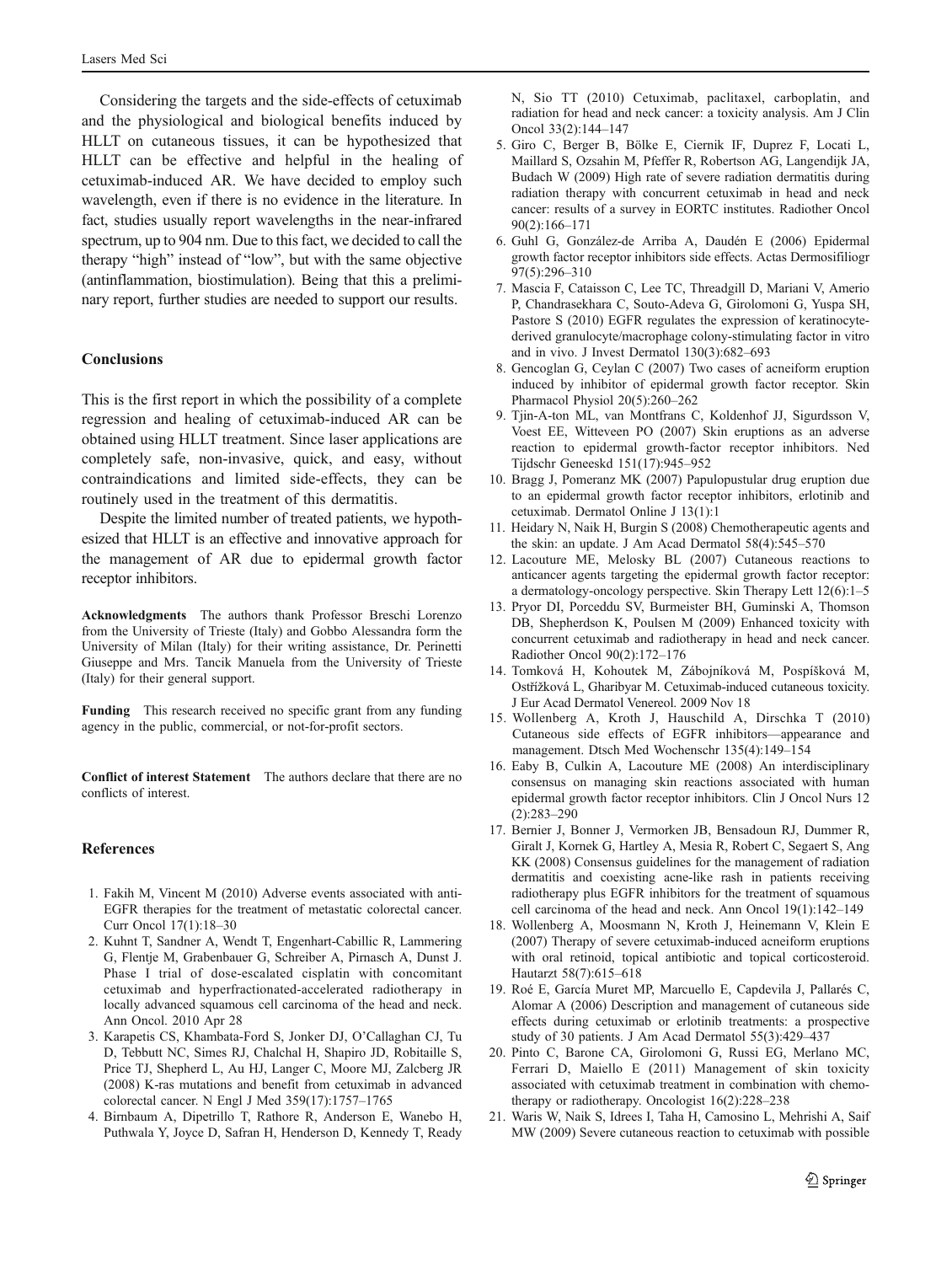Considering the targets and the side-effects of cetuximab and the physiological and biological benefits induced by HLLT on cutaneous tissues, it can be hypothesized that HLLT can be effective and helpful in the healing of cetuximab-induced AR. We have decided to employ such wavelength, even if there is no evidence in the literature. In fact, studies usually report wavelengths in the near-infrared spectrum, up to 904 nm. Due to this fact, we decided to call the therapy "high" instead of "low", but with the same objective (antinflammation, biostimulation). Being that this a preliminary report, further studies are needed to support our results.

## Conclusions

This is the first report in which the possibility of a complete regression and healing of cetuximab-induced AR can be obtained using HLLT treatment. Since laser applications are completely safe, non-invasive, quick, and easy, without contraindications and limited side-effects, they can be routinely used in the treatment of this dermatitis.

Despite the limited number of treated patients, we hypothesized that HLLT is an effective and innovative approach for the management of AR due to epidermal growth factor receptor inhibitors.

**Acknowledgments** The authors thank Professor Breschi Lorenzo from the University of Trieste (Italy) and Gobbo Alessandra form the University of Milan (Italy) for their writing assistance, Dr. Perinetti Giuseppe and Mrs. Tancik Manuela from the University of Trieste (Italy) for their general support.

**Funding** This research received no specific grant from any funding agency in the public, commercial, or not-for-profit sectors.

**Conflict of interest Statement** The authors declare that there are no conflicts of interest.

## References

1. Fakih M, Vincent M (2010) Adverse events associated with anti-EGFR therapies for the treatment of metastatic colorectal cancer. Curr Oncol 17(1):18–30
2. Kuhnt T, Sandner A, Wendt T, Engenhart-Cabillic R, Lammering G, Flentje M, Grabenbauer G, Schreiber A, Pirnasch A, Dunst J. Phase I trial of dose-escalated cisplatin with concomitant cetuximab and hyperfractionated-accelerated radiotherapy in locally advanced squamous cell carcinoma of the head and neck. Ann Oncol. 2010 Apr 28
3. Karapetis CS, Khambata-Ford S, Jonker DJ, O'Callaghan CJ, Tu D, Tebbutt NC, Simes RJ, Chalchal H, Shapiro JD, Robitaille S, Price TJ, Shepherd L, Au HJ, Langer C, Moore MJ, Zalcberg JR (2008) K-ras mutations and benefit from cetuximab in advanced colorectal cancer. N Engl J Med 359(17):1757–1765
4. Birnbaum A, Dipetrillo T, Rathore R, Anderson E, Wanebo H, Puthwala Y, Joyce D, Safran H, Henderson D, Kennedy T, Ready N, Sio TT (2010) Cetuximab, paclitaxel, carboplatin, and radiation for head and neck cancer: a toxicity analysis. Am J Clin Oncol 33(2):144–147
5. Giro C, Berger B, Bölke E, Ciernik IF, Duprez F, Locati L, Maillard S, Ozsahin M, Pfeffer R, Robertson AG, Langendijk JA, Budach W (2009) High rate of severe radiation dermatitis during radiation therapy with concurrent cetuximab in head and neck cancer: results of a survey in EORTC institutes. Radiother Oncol 90(2):166–171
6. Guhl G, González-de Arriba A, Daudén E (2006) Epidermal growth factor receptor inhibitors side effects. Actas Dermosifiliogr 97(5):296–310
7. Mascia F, Cataisson C, Lee TC, Threadgill D, Mariani V, Amerio P, Chandrasekhara C, Souto-Adeva G, Girolomoni G, Yuspa SH, Pastore S (2010) EGFR regulates the expression of keratinocyte-derived granulocyte/macrophage colony-stimulating factor in vitro and in vivo. J Invest Dermatol 130(3):682–693
8. Gencoglan G, Ceylan C (2007) Two cases of acneiform eruption induced by inhibitor of epidermal growth factor receptor. Skin Pharmacol Physiol 20(5):260–262
9. Tjin-A-ton ML, van Montfrans C, Koldenhof JJ, Sigurdsson V, Voest EE, Witteveen PO (2007) Skin eruptions as an adverse reaction to epidermal growth-factor receptor inhibitors. Ned Tijdschr Geneeskd 151(17):945–952
10. Bragg J, Pomeranz MK (2007) Papulopustular drug eruption due to an epidermal growth factor receptor inhibitors, erlotinib and cetuximab. Dermatol Online J 13(1):1
11. Heidary N, Naik H, Burgin S (2008) Chemotherapeutic agents and the skin: an update. J Am Acad Dermatol 58(4):545–570
12. Lacouture ME, Melosky BL (2007) Cutaneous reactions to anticancer agents targeting the epidermal growth factor receptor: a dermatology-oncology perspective. Skin Therapy Lett 12(6):1–5
13. Pryor DI, Porceddu SV, Burmeister BH, Guminski A, Thomson DB, Shepherdson K, Poulsen M (2009) Enhanced toxicity with concurrent cetuximab and radiotherapy in head and neck cancer. Radiother Oncol 90(2):172–176
14. Tomková H, Kohoutek M, Zábojníková M, Pospíšková M, Ostřížková L, Gharibyar M. Cetuximab-induced cutaneous toxicity. J Eur Acad Dermatol Venereol. 2009 Nov 18
15. Wollenberg A, Kroth J, Hauschild A, Dirschka T (2010) Cutaneous side effects of EGFR inhibitors—appearance and management. Dtsch Med Wochenschr 135(4):149–154
16. Eaby B, Culkin A, Lacouture ME (2008) An interdisciplinary consensus on managing skin reactions associated with human epidermal growth factor receptor inhibitors. Clin J Oncol Nurs 12 (2):283–290
17. Bernier J, Bonner J, Vermorken JB, Bensadoun RJ, Dummer R, Giralt J, Kornek G, Hartley A, Mesia R, Robert C, Segaert S, Ang KK (2008) Consensus guidelines for the management of radiation dermatitis and coexisting acne-like rash in patients receiving radiotherapy plus EGFR inhibitors for the treatment of squamous cell carcinoma of the head and neck. Ann Oncol 19(1):142–149
18. Wollenberg A, Moosmann N, Kroth J, Heinemann V, Klein E (2007) Therapy of severe cetuximab-induced acneiform eruptions with oral retinoid, topical antibiotic and topical corticosteroid. Hautarzt 58(7):615–618
19. Roé E, García Muret MP, Marcuello E, Capdevila J, Pallarés C, Alomar A (2006) Description and management of cutaneous side effects during cetuximab or erlotinib treatments: a prospective study of 30 patients. J Am Acad Dermatol 55(3):429–437
20. Pinto C, Barone CA, Girolomoni G, Russi EG, Merlano MC, Ferrari D, Maiello E (2011) Management of skin toxicity associated with cetuximab treatment in combination with chemotherapy or radiotherapy. Oncologist 16(2):228–238
21. Waris W, Naik S, Idrees I, Taha H, Camosino L, Mehrishi A, Saif MW (2009) Severe cutaneous reaction to cetuximab with possible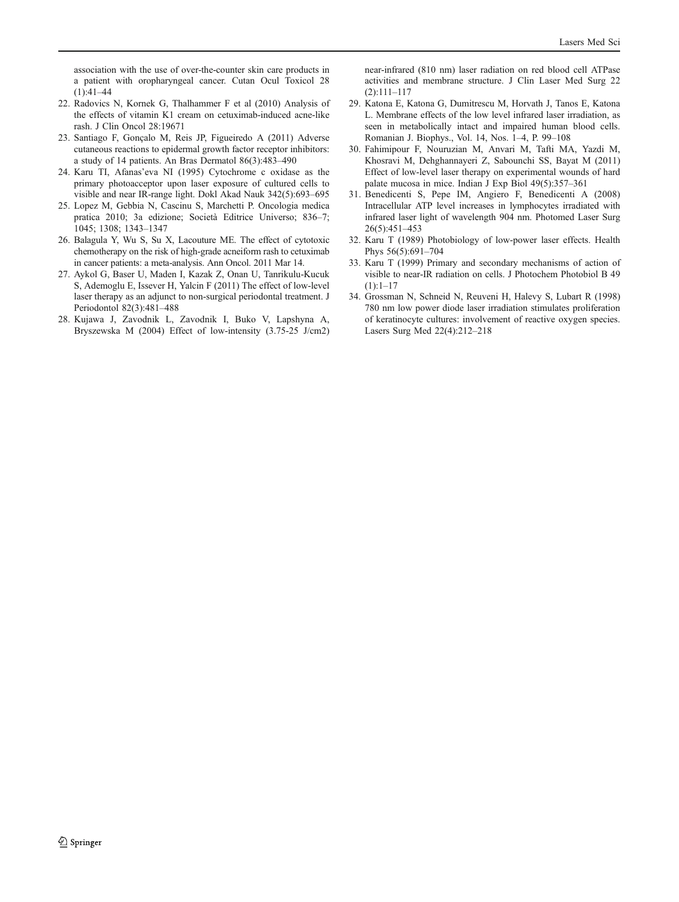association with the use of over-the-counter skin care products in a patient with oropharyngeal cancer. Cutan Ocul Toxicol 28 (1):41–44

22. Radovics N, Kornek G, Thalhammer F et al (2010) Analysis of the effects of vitamin K1 cream on cetuximab-induced acne-like rash. J Clin Oncol 28:19671
23. Santiago F, Gonçalo M, Reis JP, Figueiredo A (2011) Adverse cutaneous reactions to epidermal growth factor receptor inhibitors: a study of 14 patients. An Bras Dermatol 86(3):483–490
24. Karu TI, Afanas'eva NI (1995) Cytochrome c oxidase as the primary photoacceptor upon laser exposure of cultured cells to visible and near IR-range light. Dokl Akad Nauk 342(5):693–695
25. Lopez M, Gebbia N, Cascinu S, Marchetti P. Oncologia medica pratica 2010; 3a edizione; Società Editrice Universo; 836–7; 1045; 1308; 1343–1347
26. Balagula Y, Wu S, Su X, Lacouture ME. The effect of cytotoxic chemotherapy on the risk of high-grade acneiform rash to cetuximab in cancer patients: a meta-analysis. Ann Oncol. 2011 Mar 14.
27. Aykol G, Baser U, Maden I, Kazak Z, Onan U, Tanrikulu-Kucuk S, Ademoglu E, Issever H, Yalcin F (2011) The effect of low-level laser therapy as an adjunct to non-surgical periodontal treatment. J Periodontol 82(3):481–488
28. Kujawa J, Zavodnik L, Zavodnik I, Buko V, Lapshyna A, Bryszewska M (2004) Effect of low-intensity (3.75-25 J/cm2) near-infrared (810 nm) laser radiation on red blood cell ATPase activities and membrane structure. J Clin Laser Med Surg 22 (2):111–117
29. Katona E, Katona G, Dumitrescu M, Horvath J, Tanos E, Katona L. Membrane effects of the low level infrared laser irradiation, as seen in metabolically intact and impaired human blood cells. Romanian J. Biophys., Vol. 14, Nos. 1–4, P. 99–108
30. Fahimipour F, Nouruzian M, Anvari M, Tafti MA, Yazdi M, Khosravi M, Dehghannayeri Z, Sabounchi SS, Bayat M (2011) Effect of low-level laser therapy on experimental wounds of hard palate mucosa in mice. Indian J Exp Biol 49(5):357–361
31. Benedicenti S, Pepe IM, Angiero F, Benedicenti A (2008) Intracellular ATP level increases in lymphocytes irradiated with infrared laser light of wavelength 904 nm. Photomed Laser Surg 26(5):451–453
32. Karu T (1989) Photobiology of low-power laser effects. Health Phys 56(5):691–704
33. Karu T (1999) Primary and secondary mechanisms of action of visible to near-IR radiation on cells. J Photochem Photobiol B 49 (1):1–17
34. Grossman N, Schneid N, Reuveni H, Halevy S, Lubart R (1998) 780 nm low power diode laser irradiation stimulates proliferation of keratinocyte cultures: involvement of reactive oxygen species. Lasers Surg Med 22(4):212–218